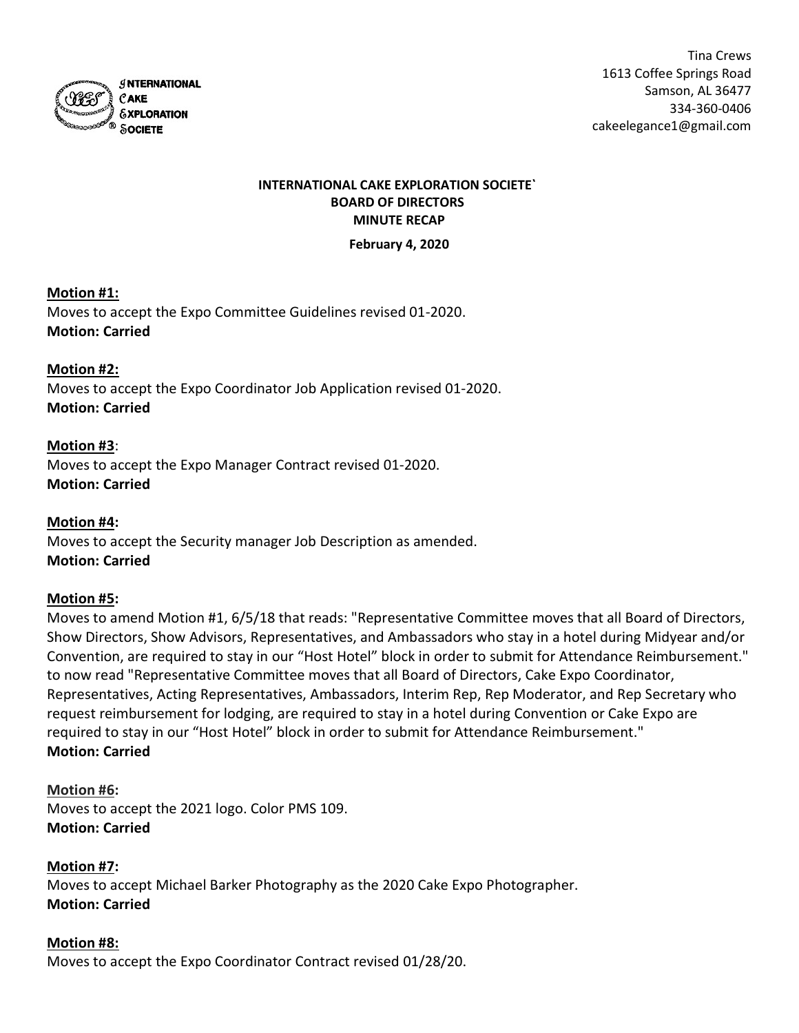INTERNATIONAL CAKE EXPLORATION SOCIETE

Tina Crews
1613 Coffee Springs Road
Samson, AL 36477
334-360-0406
cakeelegance1@gmail.com

**INTERNATIONAL CAKE EXPLORATION SOCIETE`**
**BOARD OF DIRECTORS**
**MINUTE RECAP**

**February 4, 2020**

**Motion #1:**
Moves to accept the Expo Committee Guidelines revised 01-2020.
**Motion: Carried**

**Motion #2:**
Moves to accept the Expo Coordinator Job Application revised 01-2020.
**Motion: Carried**

**Motion #3**:
Moves to accept the Expo Manager Contract revised 01-2020.
**Motion: Carried**

**Motion #4:**
Moves to accept the Security manager Job Description as amended.
**Motion: Carried**

**Motion #5:**
Moves to amend Motion #1, 6/5/18 that reads: "Representative Committee moves that all Board of Directors, Show Directors, Show Advisors, Representatives, and Ambassadors who stay in a hotel during Midyear and/or Convention, are required to stay in our "Host Hotel" block in order to submit for Attendance Reimbursement." to now read "Representative Committee moves that all Board of Directors, Cake Expo Coordinator, Representatives, Acting Representatives, Ambassadors, Interim Rep, Rep Moderator, and Rep Secretary who request reimbursement for lodging, are required to stay in a hotel during Convention or Cake Expo are required to stay in our "Host Hotel" block in order to submit for Attendance Reimbursement."
**Motion: Carried**

**Motion #6:**
Moves to accept the 2021 logo. Color PMS 109.
**Motion: Carried**

**Motion #7:**
Moves to accept Michael Barker Photography as the 2020 Cake Expo Photographer.
**Motion: Carried**

**Motion #8:**
Moves to accept the Expo Coordinator Contract revised 01/28/20.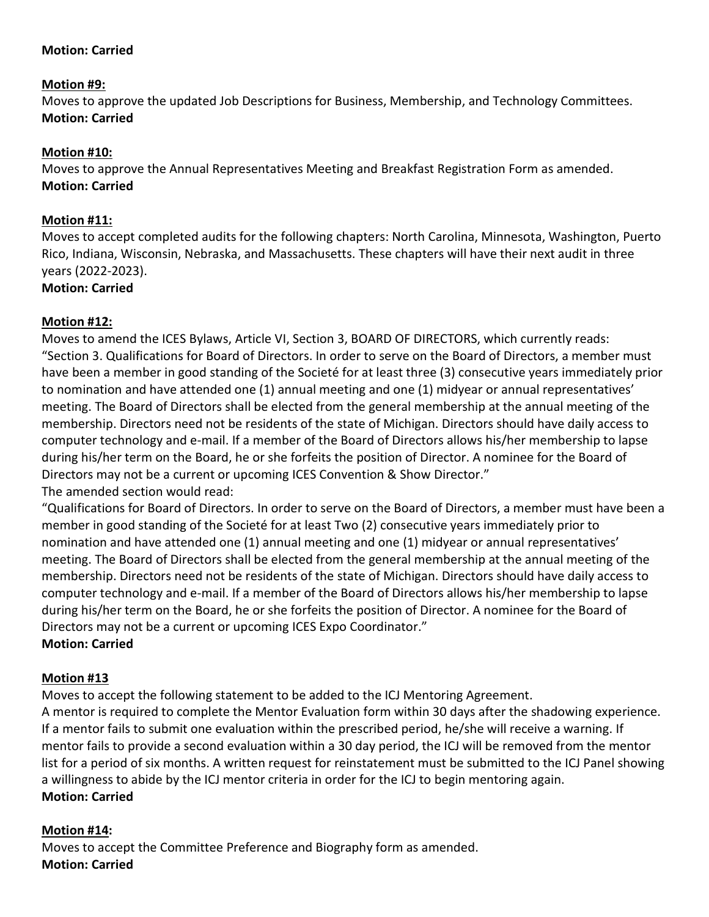**Motion: Carried**

**Motion #9:**
Moves to approve the updated Job Descriptions for Business, Membership, and Technology Committees.
**Motion: Carried**

**Motion #10:**
Moves to approve the Annual Representatives Meeting and Breakfast Registration Form as amended.
**Motion: Carried**

**Motion #11:**
Moves to accept completed audits for the following chapters: North Carolina, Minnesota, Washington, Puerto Rico, Indiana, Wisconsin, Nebraska, and Massachusetts. These chapters will have their next audit in three years (2022-2023).
**Motion: Carried**

**Motion #12:**
Moves to amend the ICES Bylaws, Article VI, Section 3, BOARD OF DIRECTORS, which currently reads:
"Section 3. Qualifications for Board of Directors. In order to serve on the Board of Directors, a member must have been a member in good standing of the Societé for at least three (3) consecutive years immediately prior to nomination and have attended one (1) annual meeting and one (1) midyear or annual representatives' meeting. The Board of Directors shall be elected from the general membership at the annual meeting of the membership. Directors need not be residents of the state of Michigan. Directors should have daily access to computer technology and e-mail. If a member of the Board of Directors allows his/her membership to lapse during his/her term on the Board, he or she forfeits the position of Director. A nominee for the Board of Directors may not be a current or upcoming ICES Convention & Show Director."
The amended section would read:
"Qualifications for Board of Directors. In order to serve on the Board of Directors, a member must have been a member in good standing of the Societé for at least Two (2) consecutive years immediately prior to nomination and have attended one (1) annual meeting and one (1) midyear or annual representatives' meeting. The Board of Directors shall be elected from the general membership at the annual meeting of the membership. Directors need not be residents of the state of Michigan. Directors should have daily access to computer technology and e-mail. If a member of the Board of Directors allows his/her membership to lapse during his/her term on the Board, he or she forfeits the position of Director. A nominee for the Board of Directors may not be a current or upcoming ICES Expo Coordinator."
**Motion: Carried**

**Motion #13**
Moves to accept the following statement to be added to the ICJ Mentoring Agreement.
A mentor is required to complete the Mentor Evaluation form within 30 days after the shadowing experience. If a mentor fails to submit one evaluation within the prescribed period, he/she will receive a warning. If mentor fails to provide a second evaluation within a 30 day period, the ICJ will be removed from the mentor list for a period of six months. A written request for reinstatement must be submitted to the ICJ Panel showing a willingness to abide by the ICJ mentor criteria in order for the ICJ to begin mentoring again.
**Motion: Carried**

**Motion #14:**
Moves to accept the Committee Preference and Biography form as amended.
**Motion: Carried**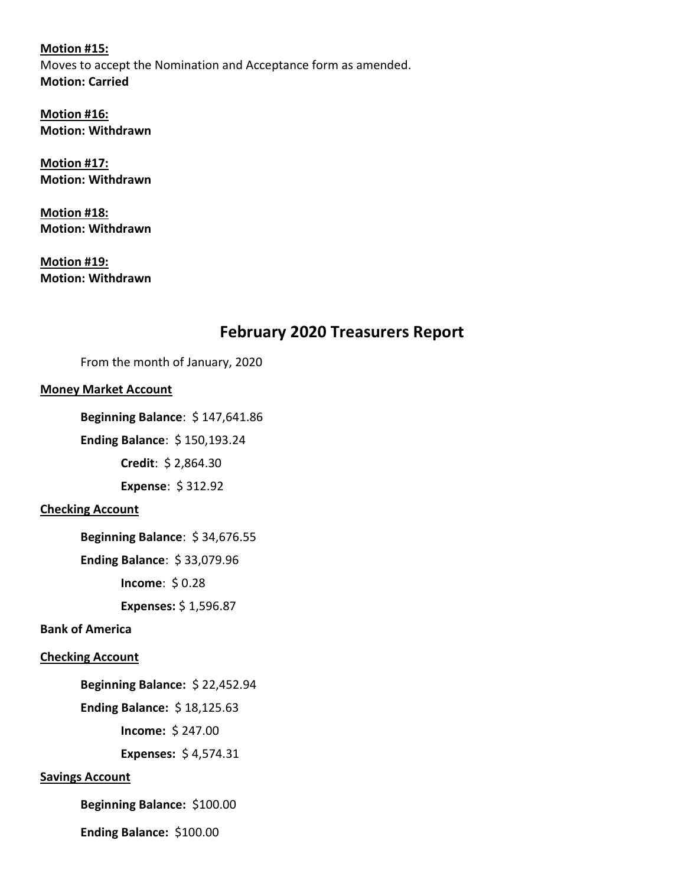**Motion #15:**
Moves to accept the Nomination and Acceptance form as amended.
**Motion: Carried**

**Motion #16:**
**Motion: Withdrawn**

**Motion #17:**
**Motion: Withdrawn**

**Motion #18:**
**Motion: Withdrawn**

**Motion #19:**
**Motion: Withdrawn**

## February 2020 Treasurers Report

From the month of January, 2020

**Money Market Account**

**Beginning Balance**: $ 147,641.86

**Ending Balance**: $ 150,193.24

**Credit**: $ 2,864.30

**Expense**: $ 312.92

**Checking Account**

**Beginning Balance**: $ 34,676.55

**Ending Balance**: $ 33,079.96

**Income**: $ 0.28

**Expenses:** $ 1,596.87

**Bank of America**

**Checking Account**

**Beginning Balance:** $ 22,452.94

**Ending Balance:** $ 18,125.63

**Income:** $ 247.00

**Expenses:** $ 4,574.31

**Savings Account**

**Beginning Balance:** $100.00

**Ending Balance:** $100.00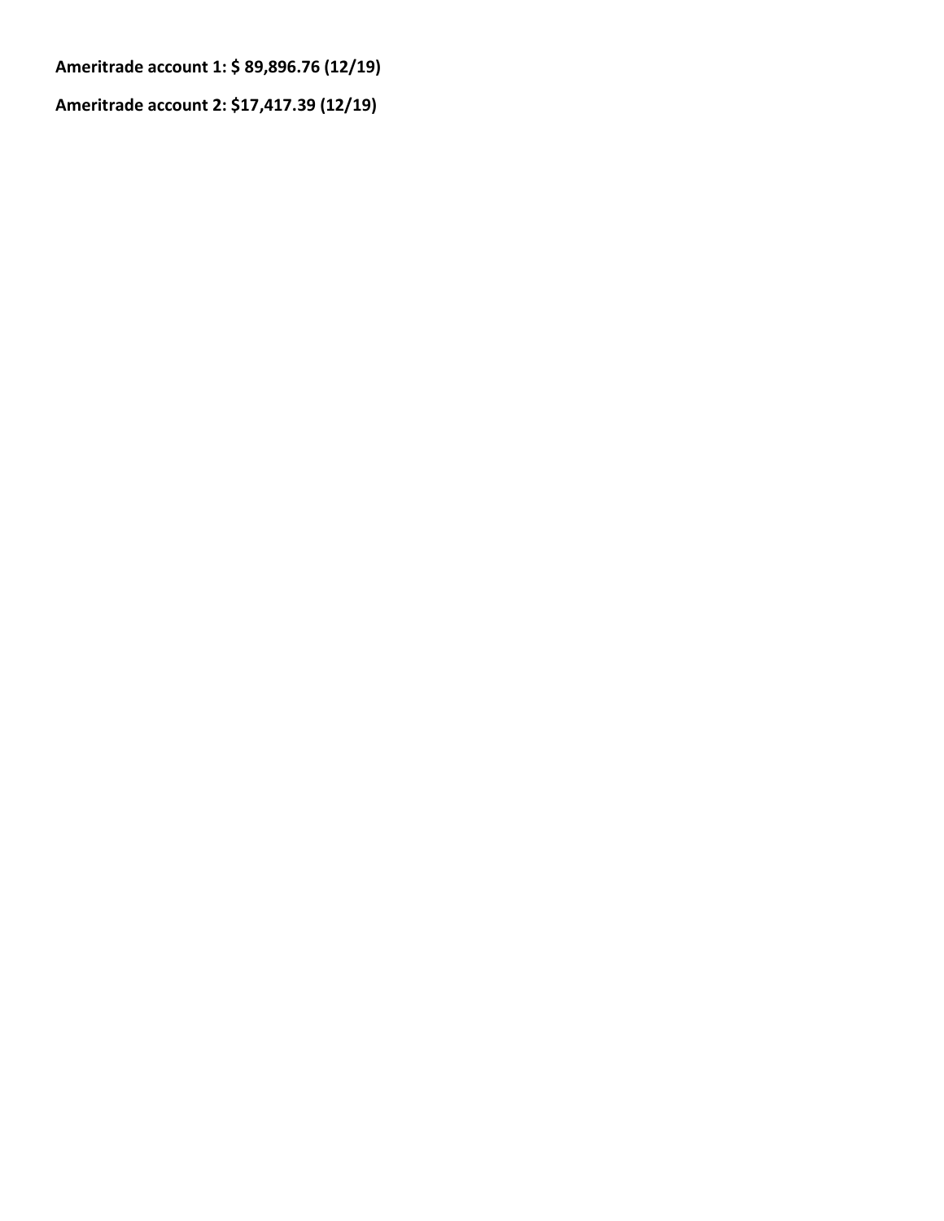**Ameritrade account 1: $ 89,896.76 (12/19)**

**Ameritrade account 2: $17,417.39 (12/19)**